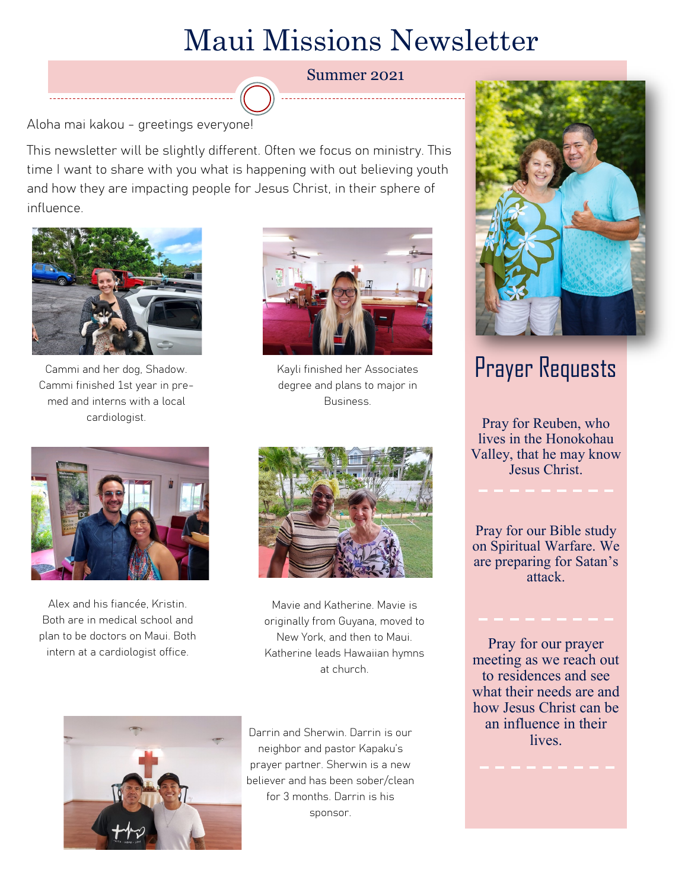# Maui Missions Newsletter

Summer 2021

Aloha mai kakou - greetings everyone!

This newsletter will be slightly different. Often we focus on ministry. This time I want to share with you what is happening with out believing youth and how they are impacting people for Jesus Christ, in their sphere of influence.

Cammi and her dog, Shadow. Cammi finished 1st year in pre-med and interns with a local cardiologist.

Kayli finished her Associates degree and plans to major in Business.

Alex and his fiancée, Kristin. Both are in medical school and plan to be doctors on Maui. Both intern at a cardiologist office.

Mavie and Katherine. Mavie is originally from Guyana, moved to New York, and then to Maui. Katherine leads Hawaiian hymns at church.

Darrin and Sherwin. Darrin is our neighbor and pastor Kapaku's prayer partner. Sherwin is a new believer and has been sober/clean for 3 months. Darrin is his sponsor.

## Prayer Requests

Pray for Reuben, who lives in the Honokohau Valley, that he may know Jesus Christ.

Pray for our Bible study on Spiritual Warfare. We are preparing for Satan's attack.

Pray for our prayer meeting as we reach out to residences and see what their needs are and how Jesus Christ can be an influence in their lives.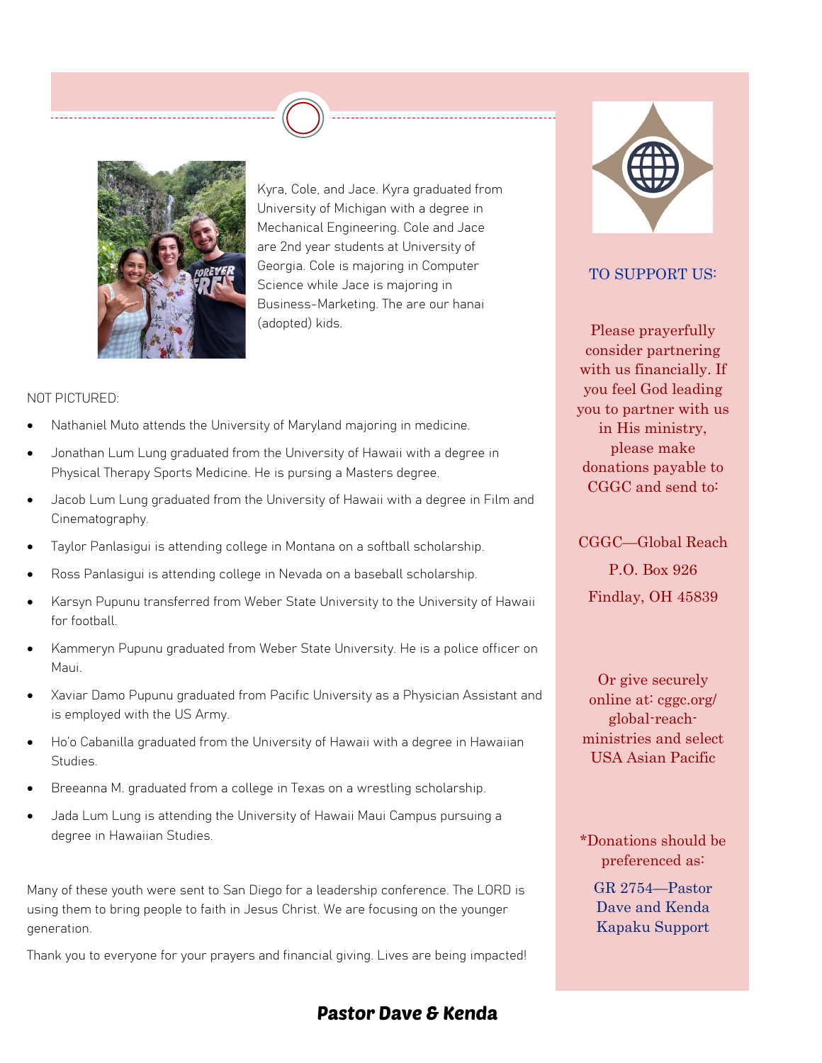Kyra, Cole, and Jace. Kyra graduated from University of Michigan with a degree in Mechanical Engineering. Cole and Jace are 2nd year students at University of Georgia. Cole is majoring in Computer Science while Jace is majoring in Business-Marketing. The are our hanai (adopted) kids.

NOT PICTURED:

- Nathaniel Muto attends the University of Maryland majoring in medicine.
- Jonathan Lum Lung graduated from the University of Hawaii with a degree in Physical Therapy Sports Medicine. He is pursing a Masters degree.
- Jacob Lum Lung graduated from the University of Hawaii with a degree in Film and Cinematography.
- Taylor Panlasigui is attending college in Montana on a softball scholarship.
- Ross Panlasigui is attending college in Nevada on a baseball scholarship.
- Karsyn Pupunu transferred from Weber State University to the University of Hawaii for football.
- Kammeryn Pupunu graduated from Weber State University. He is a police officer on Maui.
- Xaviar Damo Pupunu graduated from Pacific University as a Physician Assistant and is employed with the US Army.
- Ho'o Cabanilla graduated from the University of Hawaii with a degree in Hawaiian Studies.
- Breeanna M. graduated from a college in Texas on a wrestling scholarship.
- Jada Lum Lung is attending the University of Hawaii Maui Campus pursuing a degree in Hawaiian Studies.

Many of these youth were sent to San Diego for a leadership conference. The LORD is using them to bring people to faith in Jesus Christ. We are focusing on the younger generation.

Thank you to everyone for your prayers and financial giving. Lives are being impacted!

**Pastor Dave & Kenda**

TO SUPPORT US:

Please prayerfully consider partnering with us financially. If you feel God leading you to partner with us in His ministry, please make donations payable to CGGC and send to:

CGGC—Global Reach
P.O. Box 926
Findlay, OH 45839

Or give securely online at: cggc.org/global-reach-ministries and select USA Asian Pacific

*Donations should be preferenced as:

GR 2754—Pastor Dave and Kenda Kapaku Support